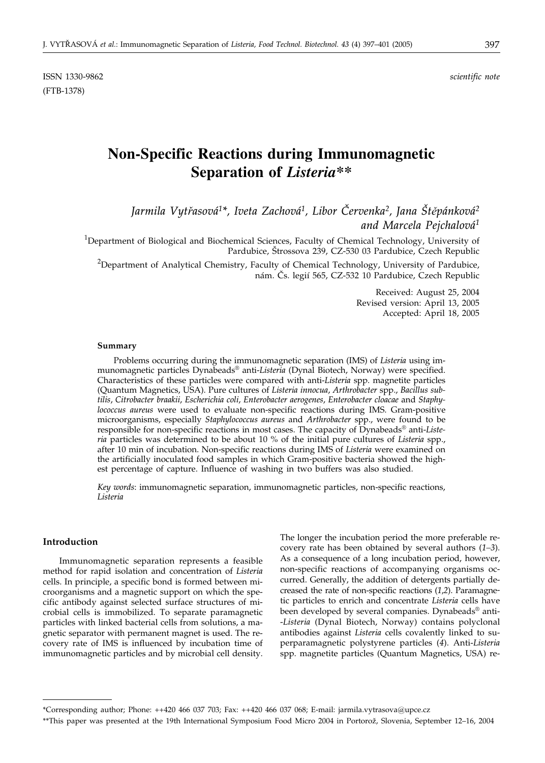ISSN 1330-9862 *scientific note*
(FTB-1378)

# Non-Specific Reactions during Immunomagnetic Separation of *Listeria*\*\*

*Jarmila Vytřasová[1]\*, Iveta Zachová[1], Libor Červenka[2], Jana Štěpánková[2] and Marcela Pejchalová[1]*

[1]Department of Biological and Biochemical Sciences, Faculty of Chemical Technology, University of Pardubice, Štrossova 239, CZ-530 03 Pardubice, Czech Republic

[2]Department of Analytical Chemistry, Faculty of Chemical Technology, University of Pardubice, nám. Čs. legií 565, CZ-532 10 Pardubice, Czech Republic

Received: August 25, 2004
Revised version: April 13, 2005
Accepted: April 18, 2005

### Summary

Problems occurring during the immunomagnetic separation (IMS) of *Listeria* using immunomagnetic particles Dynabeads® anti-*Listeria* (Dynal Biotech, Norway) were specified. Characteristics of these particles were compared with anti-*Listeria* spp. magnetite particles (Quantum Magnetics, USA). Pure cultures of *Listeria innocua*, *Arthrobacter* spp., *Bacillus subtilis*, *Citrobacter braakii*, *Escherichia coli*, *Enterobacter aerogenes*, *Enterobacter cloacae* and *Staphylococcus aureus* were used to evaluate non-specific reactions during IMS. Gram-positive microorganisms, especially *Staphylococcus aureus* and *Arthrobacter* spp., were found to be responsible for non-specific reactions in most cases. The capacity of Dynabeads® anti-*Listeria* particles was determined to be about 10 % of the initial pure cultures of *Listeria* spp., after 10 min of incubation. Non-specific reactions during IMS of *Listeria* were examined on the artificially inoculated food samples in which Gram-positive bacteria showed the highest percentage of capture. Influence of washing in two buffers was also studied.

*Key words*: immunomagnetic separation, immunomagnetic particles, non-specific reactions, *Listeria*

### Introduction

Immunomagnetic separation represents a feasible method for rapid isolation and concentration of *Listeria* cells. In principle, a specific bond is formed between microorganisms and a magnetic support on which the specific antibody against selected surface structures of microbial cells is immobilized. To separate paramagnetic particles with linked bacterial cells from solutions, a magnetic separator with permanent magnet is used. The recovery rate of IMS is influenced by incubation time of immunomagnetic particles and by microbial cell density. The longer the incubation period the more preferable recovery rate has been obtained by several authors (*1–3*). As a consequence of a long incubation period, however, non-specific reactions of accompanying organisms occurred. Generally, the addition of detergents partially decreased the rate of non-specific reactions (*1,2*). Paramagnetic particles to enrich and concentrate *Listeria* cells have been developed by several companies. Dynabeads® anti-*Listeria* (Dynal Biotech, Norway) contains polyclonal antibodies against *Listeria* cells covalently linked to superparamagnetic polystyrene particles (*4*). Anti-*Listeria* spp. magnetite particles (Quantum Magnetics, USA) re-

\*Corresponding author; Phone: ++420 466 037 703; Fax: ++420 466 037 068; E-mail: jarmila.vytrasova@upce.cz

\*\*This paper was presented at the 19th International Symposium Food Micro 2004 in Portorož, Slovenia, September 12–16, 2004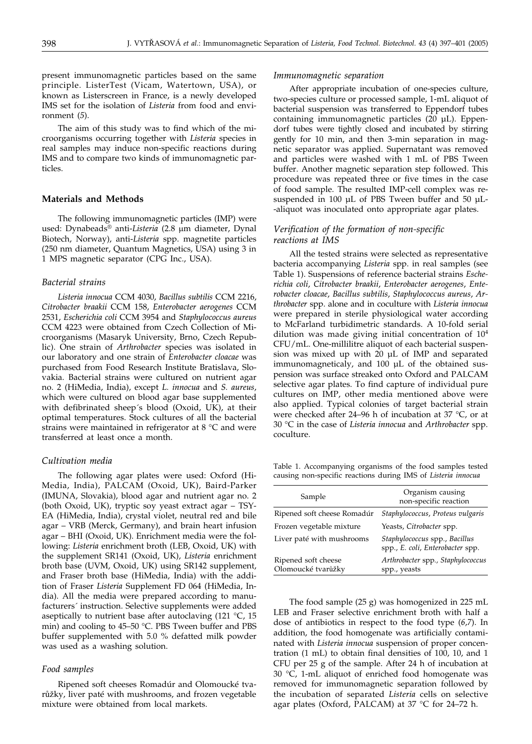present immunomagnetic particles based on the same principle. ListerTest (Vicam, Watertown, USA), or known as Listerscreen in France, is a newly developed IMS set for the isolation of *Listeria* from food and environment (*5*).

The aim of this study was to find which of the microorganisms occurring together with *Listeria* species in real samples may induce non-specific reactions during IMS and to compare two kinds of immunomagnetic particles.

## Materials and Methods

The following immunomagnetic particles (IMP) were used: Dynabeads® anti-*Listeria* (2.8 µm diameter, Dynal Biotech, Norway), anti-*Listeria* spp. magnetite particles (250 nm diameter, Quantum Magnetics, USA) using 3 in 1 MPS magnetic separator (CPG Inc., USA).

### *Bacterial strains*

*Listeria innocua* CCM 4030, *Bacillus subtilis* CCM 2216, *Citrobacter braakii* CCM 158, *Enterobacter aerogenes* CCM 2531, *Escherichia coli* CCM 3954 and *Staphylococcus aureus* CCM 4223 were obtained from Czech Collection of Microorganisms (Masaryk University, Brno, Czech Republic). One strain of *Arthrobacter* species was isolated in our laboratory and one strain of *Enterobacter cloacae* was purchased from Food Research Institute Bratislava, Slovakia. Bacterial strains were cultured on nutrient agar no. 2 (HiMedia, India), except *L. innocua* and *S. aureus*, which were cultured on blood agar base supplemented with defibrinated sheep´s blood (Oxoid, UK), at their optimal temperatures. Stock cultures of all the bacterial strains were maintained in refrigerator at 8 °C and were transferred at least once a month.

### *Cultivation media*

The following agar plates were used: Oxford (HiMedia, India), PALCAM (Oxoid, UK), Baird-Parker (IMUNA, Slovakia), blood agar and nutrient agar no. 2 (both Oxoid, UK), tryptic soy yeast extract agar – TSYEA (HiMedia, India), crystal violet, neutral red and bile agar – VRB (Merck, Germany), and brain heart infusion agar – BHI (Oxoid, UK). Enrichment media were the following: *Listeria* enrichment broth (LEB, Oxoid, UK) with the supplement SR141 (Oxoid, UK), *Listeria* enrichment broth base (UVM, Oxoid, UK) using SR142 supplement, and Fraser broth base (HiMedia, India) with the addition of Fraser *Listeria* Supplement FD 064 (HiMedia, India). All the media were prepared according to manufacturers´ instruction. Selective supplements were added aseptically to nutrient base after autoclaving (121 °C, 15 min) and cooling to 45–50 °C. PBS Tween buffer and PBS buffer supplemented with 5.0 % defatted milk powder was used as a washing solution.

### *Food samples*

Ripened soft cheeses Romadúr and Olomoucké tvarůžky, liver paté with mushrooms, and frozen vegetable mixture were obtained from local markets.

### *Immunomagnetic separation*

After appropriate incubation of one-species culture, two-species culture or processed sample, 1-mL aliquot of bacterial suspension was transferred to Eppendorf tubes containing immunomagnetic particles (20 µL). Eppendorf tubes were tightly closed and incubated by stirring gently for 10 min, and then 3-min separation in magnetic separator was applied. Supernatant was removed and particles were washed with 1 mL of PBS Tween buffer. Another magnetic separation step followed. This procedure was repeated three or five times in the case of food sample. The resulted IMP-cell complex was resuspended in 100 µL of PBS Tween buffer and 50 µL-aliquot was inoculated onto appropriate agar plates.

### *Verification of the formation of non-specific reactions at IMS*

All the tested strains were selected as representative bacteria accompanying *Listeria* spp. in real samples (see Table 1). Suspensions of reference bacterial strains *Escherichia coli*, *Citrobacter braakii*, *Enterobacter aerogenes*, *Enterobacter cloacae*, *Bacillus subtilis*, *Staphylococcus aureus*, *Arthrobacter* spp. alone and in coculture with *Listeria innocua* were prepared in sterile physiological water according to McFarland turbidimetric standards. A 10-fold serial dilution was made giving initial concentration of $10^4$ CFU/mL. One-millilitre aliquot of each bacterial suspension was mixed up with 20 µL of IMP and separated immunomagneticaly, and 100 µL of the obtained suspension was surface streaked onto Oxford and PALCAM selective agar plates. To find capture of individual pure cultures on IMP, other media mentioned above were also applied. Typical colonies of target bacterial strain were checked after 24–96 h of incubation at 37 °C, or at 30 °C in the case of *Listeria innocua* and *Arthrobacter* spp. coculture.

Table 1. Accompanying organisms of the food samples tested causing non-specific reactions during IMS of *Listeria innocua*

| Sample | Organism causing non-specific reaction |
|---|---|
| Ripened soft cheese Romadúr | *Staphylococcus*, *Proteus vulgaris* |
| Frozen vegetable mixture | Yeasts, *Citrobacter* spp. |
| Liver paté with mushrooms | *Staphylococcus* spp., *Bacillus* spp., *E. coli*, *Enterobacter* spp. |
| Ripened soft cheese Olomoucké tvarůžky | *Arthrobacter* spp., *Staphylococcus* spp., yeasts |

The food sample (25 g) was homogenized in 225 mL LEB and Fraser selective enrichment broth with half a dose of antibiotics in respect to the food type (*6,7*). In addition, the food homogenate was artificially contaminated with *Listeria innocua* suspension of proper concentration (1 mL) to obtain final densities of 100, 10, and 1 CFU per 25 g of the sample. After 24 h of incubation at 30 °C, 1-mL aliquot of enriched food homogenate was removed for immunomagnetic separation followed by the incubation of separated *Listeria* cells on selective agar plates (Oxford, PALCAM) at 37 °C for 24–72 h.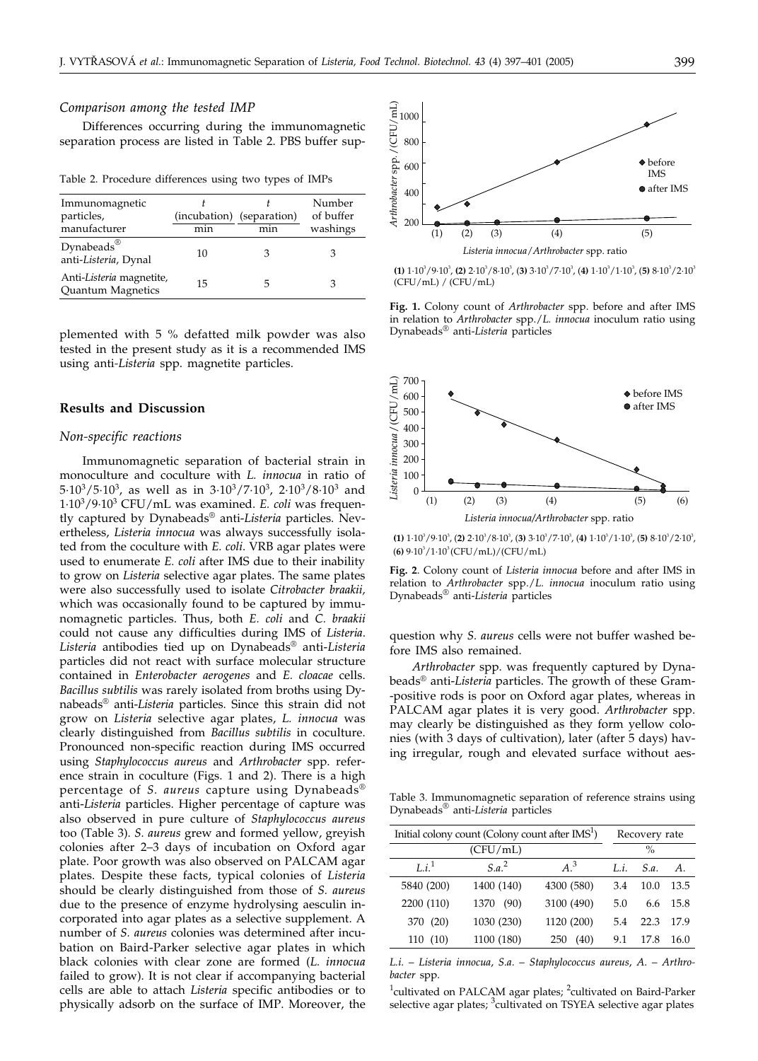### *Comparison among the tested IMP*

Differences occurring during the immunomagnetic separation process are listed in Table 2. PBS buffer supplemented with 5 % defatted milk powder was also tested in the present study as it is a recommended IMS using anti-*Listeria* spp. magnetite particles.

Table 2. Procedure differences using two types of IMPs

| Immunomagnetic particles, manufacturer | *t* (incubation) min | *t* (separation) min | Number of buffer washings |
|---|---|---|---|
| Dynabeads® anti-*Listeria*, Dynal | 10 | 3 | 3 |
| Anti-*Listeria* magnetite, Quantum Magnetics | 15 | 5 | 3 |

## Results and Discussion

### *Non-specific reactions*

Immunomagnetic separation of bacterial strain in monoculture and coculture with *L. innocua* in ratio of $5\cdot10^3/5\cdot10^3$, as well as in $3\cdot10^3/7\cdot10^3$, $2\cdot10^3/8\cdot10^3$ and $1\cdot10^3/9\cdot10^3$ CFU/mL was examined. *E. coli* was frequently captured by Dynabeads® anti-*Listeria* particles. Nevertheless, *Listeria innocua* was always successfully isolated from the coculture with *E. coli*. VRB agar plates were used to enumerate *E. coli* after IMS due to their inability to grow on *Listeria* selective agar plates. The same plates were also successfully used to isolate *Citrobacter braakii*, which was occasionally found to be captured by immunomagnetic particles. Thus, both *E. coli* and *C. braakii* could not cause any difficulties during IMS of *Listeria*. *Listeria* antibodies tied up on Dynabeads® anti-*Listeria* particles did not react with surface molecular structure contained in *Enterobacter aerogenes* and *E. cloacae* cells. *Bacillus subtilis* was rarely isolated from broths using Dynabeads® anti-*Listeria* particles. Since this strain did not grow on *Listeria* selective agar plates, *L. innocua* was clearly distinguished from *Bacillus subtilis* in coculture. Pronounced non-specific reaction during IMS occurred using *Staphylococcus aureus* and *Arthrobacter* spp. reference strain in coculture (Figs. 1 and 2). There is a high percentage of *S. aureus* capture using Dynabeads® anti-*Listeria* particles. Higher percentage of capture was also observed in pure culture of *Staphylococcus aureus* too (Table 3). *S. aureus* grew and formed yellow, greyish colonies after 2–3 days of incubation on Oxford agar plate. Poor growth was also observed on PALCAM agar plates. Despite these facts, typical colonies of *Listeria* should be clearly distinguished from those of *S. aureus* due to the presence of enzyme hydrolysing aesculin incorporated into agar plates as a selective supplement. A number of *S. aureus* colonies was determined after incubation on Baird-Parker selective agar plates in which black colonies with clear zone are formed (*L. innocua* failed to grow). It is not clear if accompanying bacterial cells are able to attach *Listeria* specific antibodies or to physically adsorb on the surface of IMP. Moreover, the question why *S. aureus* cells were not buffer washed before IMS also remained.

**(1)** $1\cdot10^3/9\cdot10^3$, **(2)** $2\cdot10^3/8\cdot10^3$, **(3)** $3\cdot10^3/7\cdot10^3$, **(4)** $1\cdot10^3/1\cdot10^3$, **(5)** $8\cdot10^3/2\cdot10^3$ (CFU/mL) / (CFU/mL)

**Fig. 1.** Colony count of *Arthrobacter* spp. before and after IMS in relation to *Arthrobacter* spp./*L. innocua* inoculum ratio using Dynabeads® anti-*Listeria* particles

**(1)** $1\cdot10^3/9\cdot10^3$, **(2)** $2\cdot10^3/8\cdot10^3$, **(3)** $3\cdot10^3/7\cdot10^3$, **(4)** $1\cdot10^3/1\cdot10^3$, **(5)** $8\cdot10^3/2\cdot10^3$, **(6)** $9\cdot10^3/1\cdot10^3$ (CFU/mL)/(CFU/mL)

**Fig. 2**. Colony count of *Listeria innocua* before and after IMS in relation to *Arthrobacter* spp./*L. innocua* inoculum ratio using Dynabeads® anti-*Listeria* particles

*Arthrobacter* spp. was frequently captured by Dynabeads® anti-*Listeria* particles. The growth of these Gram-positive rods is poor on Oxford agar plates, whereas in PALCAM agar plates it is very good. *Arthrobacter* spp. may clearly be distinguished as they form yellow colonies (with 3 days of cultivation), later (after 5 days) having irregular, rough and elevated surface without aes-

Table 3. Immunomagnetic separation of reference strains using Dynabeads® anti-*Listeria* particles

| Initial colony count (Colony count after IMS[1]) (CFU/mL) | | | Recovery rate % | | |
|---|---|---|---|---|---|
| *L.i.*[1] | *S.a.*[2] | *A.*[3] | *L.i.* | *S.a.* | *A.* |
| 5840 (200) | 1400 (140) | 4300 (580) | 3.4 | 10.0 | 13.5 |
| 2200 (110) | 1370 (90) | 3100 (490) | 5.0 | 6.6 | 15.8 |
| 370 (20) | 1030 (230) | 1120 (200) | 5.4 | 22.3 | 17.9 |
| 110 (10) | 1100 (180) | 250 (40) | 9.1 | 17.8 | 16.0 |

*L.i.* – *Listeria innocua*, *S.a.* – *Staphylococcus aureus*, *A.* – *Arthrobacter* spp.

[1]cultivated on PALCAM agar plates; [2]cultivated on Baird-Parker selective agar plates; [3]cultivated on TSYEA selective agar plates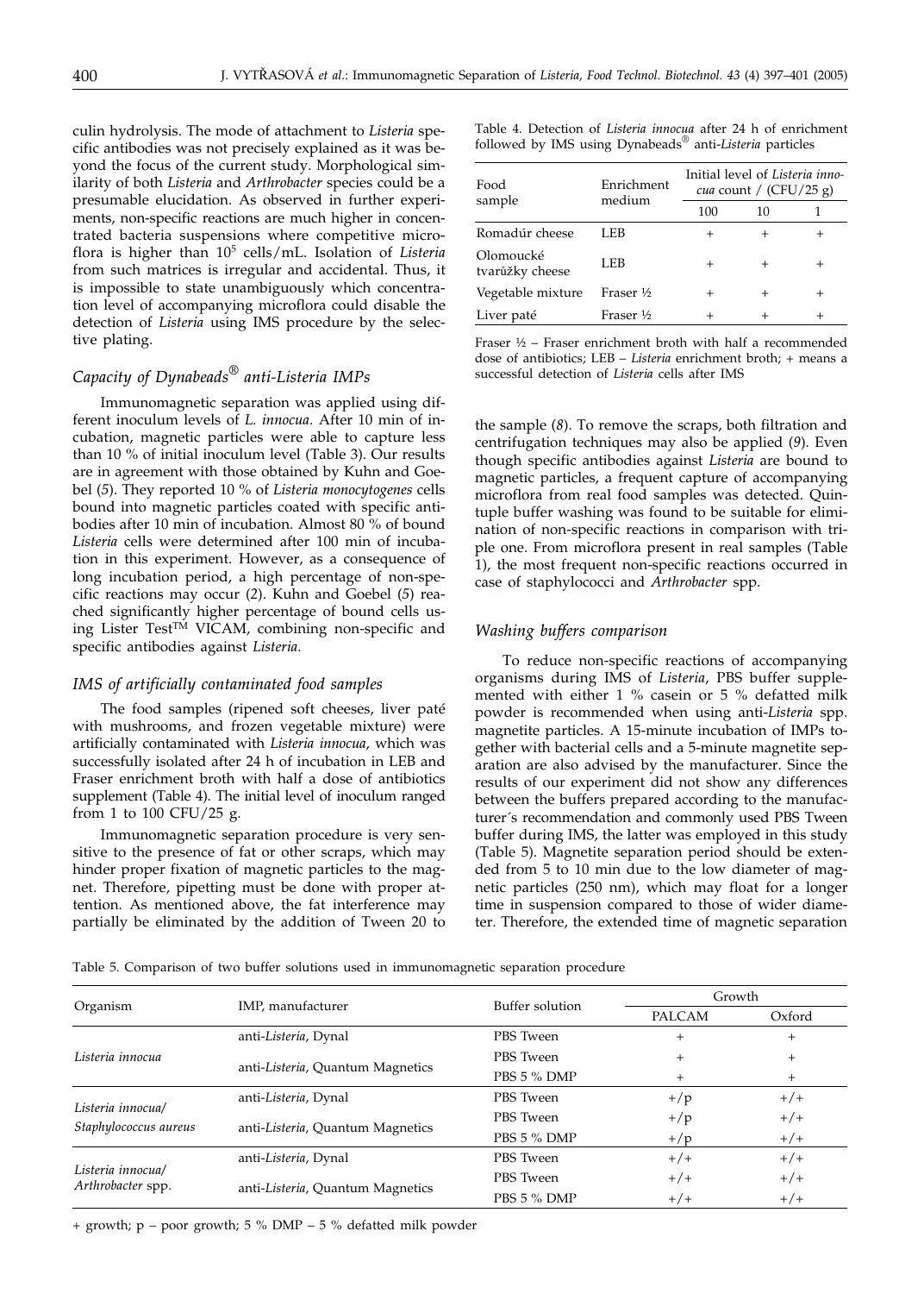culin hydrolysis. The mode of attachment to *Listeria* specific antibodies was not precisely explained as it was beyond the focus of the current study. Morphological similarity of both *Listeria* and *Arthrobacter* species could be a presumable elucidation. As observed in further experiments, non-specific reactions are much higher in concentrated bacteria suspensions where competitive microflora is higher than $10^5$ cells/mL. Isolation of *Listeria* from such matrices is irregular and accidental. Thus, it is impossible to state unambiguously which concentration level of accompanying microflora could disable the detection of *Listeria* using IMS procedure by the selective plating.

### *Capacity of Dynabeads® anti-Listeria IMPs*

Immunomagnetic separation was applied using different inoculum levels of *L. innocua*. After 10 min of incubation, magnetic particles were able to capture less than 10 % of initial inoculum level (Table 3). Our results are in agreement with those obtained by Kuhn and Goebel (*5*). They reported 10 % of *Listeria monocytogenes* cells bound into magnetic particles coated with specific antibodies after 10 min of incubation. Almost 80 % of bound *Listeria* cells were determined after 100 min of incubation in this experiment. However, as a consequence of long incubation period, a high percentage of non-specific reactions may occur (*2*). Kuhn and Goebel (*5*) reached significantly higher percentage of bound cells using Lister Test™ VICAM, combining non-specific and specific antibodies against *Listeria*.

### *IMS of artificially contaminated food samples*

The food samples (ripened soft cheeses, liver paté with mushrooms, and frozen vegetable mixture) were artificially contaminated with *Listeria innocua*, which was successfully isolated after 24 h of incubation in LEB and Fraser enrichment broth with half a dose of antibiotics supplement (Table 4). The initial level of inoculum ranged from 1 to 100 CFU/25 g.

Immunomagnetic separation procedure is very sensitive to the presence of fat or other scraps, which may hinder proper fixation of magnetic particles to the magnet. Therefore, pipetting must be done with proper attention. As mentioned above, the fat interference may partially be eliminated by the addition of Tween 20 to the sample (*8*). To remove the scraps, both filtration and centrifugation techniques may also be applied (*9*). Even though specific antibodies against *Listeria* are bound to magnetic particles, a frequent capture of accompanying microflora from real food samples was detected. Quintuple buffer washing was found to be suitable for elimination of non-specific reactions in comparison with triple one. From microflora present in real samples (Table 1), the most frequent non-specific reactions occurred in case of staphylococci and *Arthrobacter* spp.

Table 4. Detection of *Listeria innocua* after 24 h of enrichment followed by IMS using Dynabeads® anti-*Listeria* particles

| Food sample | Enrichment medium | Initial level of *Listeria innocua* count / (CFU/25 g) | | |
|---|---|---|---|---|
| | | 100 | 10 | 1 |
| Romadúr cheese | LEB | + | + | + |
| Olomoucké tvarůžky cheese | LEB | + | + | + |
| Vegetable mixture | Fraser ½ | + | + | + |
| Liver paté | Fraser ½ | + | + | + |

Fraser ½ – Fraser enrichment broth with half a recommended dose of antibiotics; LEB – *Listeria* enrichment broth; + means a successful detection of *Listeria* cells after IMS

### *Washing buffers comparison*

To reduce non-specific reactions of accompanying organisms during IMS of *Listeria*, PBS buffer supplemented with either 1 % casein or 5 % defatted milk powder is recommended when using anti-*Listeria* spp. magnetite particles. A 15-minute incubation of IMPs together with bacterial cells and a 5-minute magnetite separation are also advised by the manufacturer. Since the results of our experiment did not show any differences between the buffers prepared according to the manufacturer´s recommendation and commonly used PBS Tween buffer during IMS, the latter was employed in this study (Table 5). Magnetite separation period should be extended from 5 to 10 min due to the low diameter of magnetic particles (250 nm), which may float for a longer time in suspension compared to those of wider diameter. Therefore, the extended time of magnetic separation

Table 5. Comparison of two buffer solutions used in immunomagnetic separation procedure

| Organism | IMP, manufacturer | Buffer solution | Growth | |
|---|---|---|---|---|
| | | | PALCAM | Oxford |
| *Listeria innocua* | anti-*Listeria*, Dynal | PBS Tween | + | + |
| | anti-*Listeria*, Quantum Magnetics | PBS Tween | + | + |
| | | PBS 5 % DMP | + | + |
| *Listeria innocua*/ *Staphylococcus aureus* | anti-*Listeria*, Dynal | PBS Tween | +/p | +/+ |
| | anti-*Listeria*, Quantum Magnetics | PBS Tween | +/p | +/+ |
| | | PBS 5 % DMP | +/p | +/+ |
| *Listeria innocua*/ *Arthrobacter* spp. | anti-*Listeria*, Dynal | PBS Tween | +/+ | +/+ |
| | anti-*Listeria*, Quantum Magnetics | PBS Tween | +/+ | +/+ |
| | | PBS 5 % DMP | +/+ | +/+ |

+ growth; p – poor growth; 5 % DMP – 5 % defatted milk powder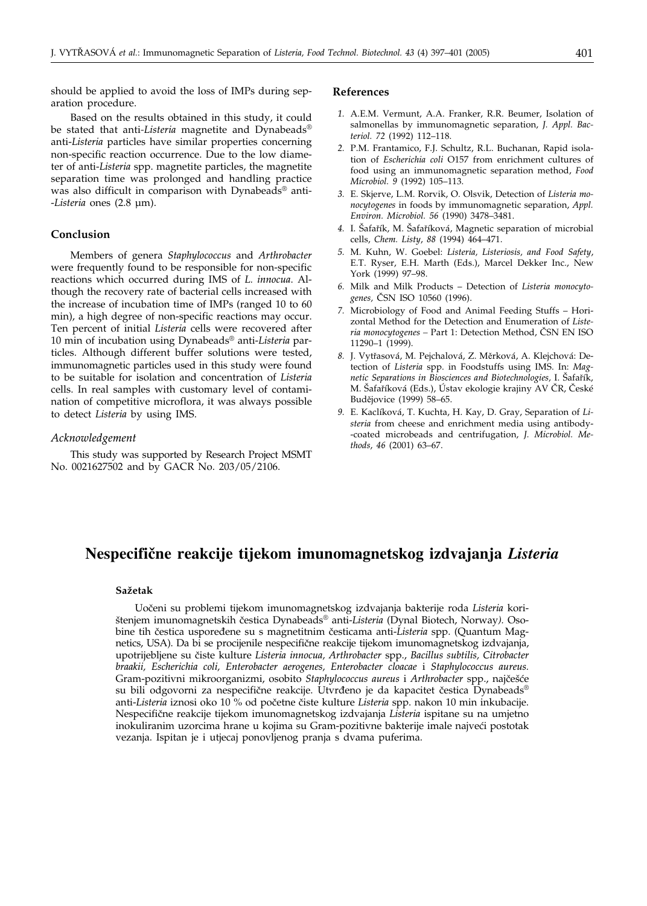should be applied to avoid the loss of IMPs during separation procedure.

Based on the results obtained in this study, it could be stated that anti-*Listeria* magnetite and Dynabeads® anti-*Listeria* particles have similar properties concerning non-specific reaction occurrence. Due to the low diameter of anti-*Listeria* spp. magnetite particles, the magnetite separation time was prolonged and handling practice was also difficult in comparison with Dynabeads® anti-*Listeria* ones (2.8 μm).

## Conclusion

Members of genera *Staphylococcus* and *Arthrobacter* were frequently found to be responsible for non-specific reactions which occurred during IMS of *L. innocua*. Although the recovery rate of bacterial cells increased with the increase of incubation time of IMPs (ranged 10 to 60 min), a high degree of non-specific reactions may occur. Ten percent of initial *Listeria* cells were recovered after 10 min of incubation using Dynabeads® anti-*Listeria* particles. Although different buffer solutions were tested, immunomagnetic particles used in this study were found to be suitable for isolation and concentration of *Listeria* cells. In real samples with customary level of contamination of competitive microflora, it was always possible to detect *Listeria* by using IMS.

### *Acknowledgement*

This study was supported by Research Project MSMT No. 0021627502 and by GACR No. 203/05/2106.

## References

1. A.E.M. Vermunt, A.A. Franker, R.R. Beumer, Isolation of salmonellas by immunomagnetic separation, *J. Appl. Bacteriol. 72* (1992) 112–118.
2. P.M. Frantamico, F.J. Schultz, R.L. Buchanan, Rapid isolation of *Escherichia coli* O157 from enrichment cultures of food using an immunomagnetic separation method, *Food Microbiol. 9* (1992) 105–113.
3. E. Skjerve, L.M. Rorvik, O. Olsvik, Detection of *Listeria monocytogenes* in foods by immunomagnetic separation, *Appl. Environ. Microbiol. 56* (1990) 3478–3481.
4. I. Šafařík, M. Šafaříková, Magnetic separation of microbial cells, *Chem. Listy*, *88* (1994) 464–471.
5. M. Kuhn, W. Goebel: *Listeria, Listeriosis, and Food Safety*, E.T. Ryser, E.H. Marth (Eds.), Marcel Dekker Inc., New York (1999) 97–98.
6. Milk and Milk Products – Detection of *Listeria monocytogenes*, ČSN ISO 10560 (1996).
7. Microbiology of Food and Animal Feeding Stuffs – Horizontal Method for the Detection and Enumeration of *Listeria monocytogenes* – Part 1: Detection Method, ČSN EN ISO 11290–1 (1999).
8. J. Vytřasová, M. Pejchalová, Z. Měrková, A. Klejchová: Detection of *Listeria* spp. in Foodstuffs using IMS. In: *Magnetic Separations in Biosciences and Biotechnologies*, I. Šafařík, M. Šafaříková (Eds.), Ústav ekologie krajiny AV ČR, České Budějovice (1999) 58–65.
9. E. Kaclíková, T. Kuchta, H. Kay, D. Gray, Separation of *Listeria* from cheese and enrichment media using antibody-coated microbeads and centrifugation, *J. Microbiol. Methods*, *46* (2001) 63–67.

# Nespecifične reakcije tijekom imunomagnetskog izdvajanja *Listeria*

### Sažetak

Uočeni su problemi tijekom imunomagnetskog izdvajanja bakterije roda *Listeria* korištenjem imunomagnetskih čestica Dynabeads® anti-*Listeria* (Dynal Biotech, Norway). Osobine tih čestica uspoređene su s magnetitnim česticama anti-*Listeria* spp. (Quantum Magnetics, USA). Da bi se procijenile nespecifične reakcije tijekom imunomagnetskog izdvajanja, upotrijebljene su čiste kulture *Listeria innocua*, *Arthrobacter* spp., *Bacillus subtilis*, *Citrobacter braakii*, *Escherichia coli*, *Enterobacter aerogenes*, *Enterobacter cloacae* i *Staphylococcus aureus*. Gram-pozitivni mikroorganizmi, osobito *Staphylococcus aureus* i *Arthrobacter* spp., najčešće su bili odgovorni za nespecifične reakcije. Utvrđeno je da kapacitet čestica Dynabeads® anti-*Listeria* iznosi oko 10 % od početne čiste kulture *Listeria* spp. nakon 10 min inkubacije. Nespecifične reakcije tijekom imunomagnetskog izdvajanja *Listeria* ispitane su na umjetno inokuliranim uzorcima hrane u kojima su Gram-pozitivne bakterije imale najveći postotak vezanja. Ispitan je i utjecaj ponovljenog pranja s dvama puferima.